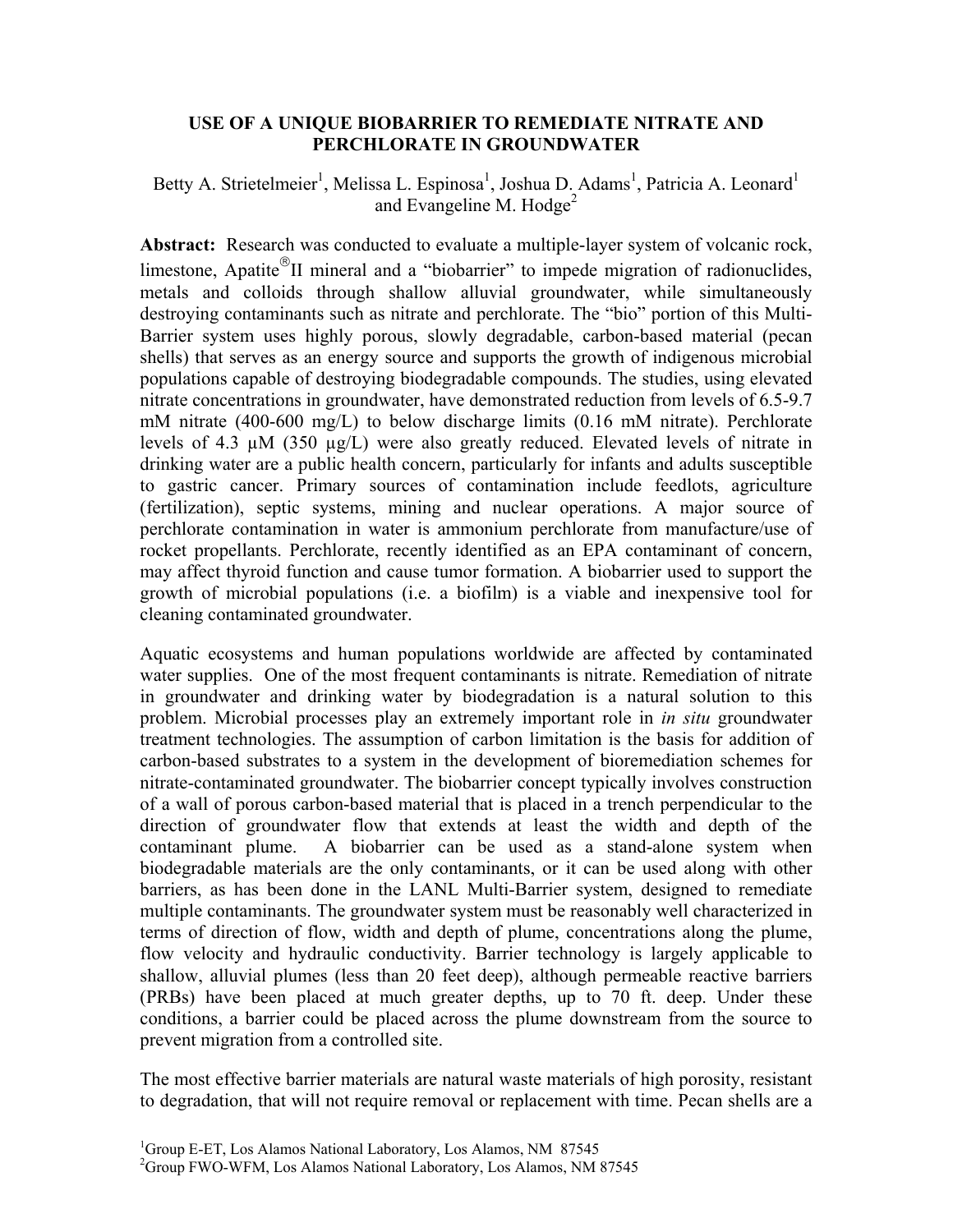# USE OF A UNIQUE BIOBARRIER TO REMEDIATE NITRATE AND PERCHLORATE IN GROUNDWATER

Betty A. Strietelmeier[1], Melissa L. Espinosa[1], Joshua D. Adams[1], Patricia A. Leonard[1] and Evangeline M. Hodge[2]

**Abstract:** Research was conducted to evaluate a multiple-layer system of volcanic rock, limestone, Apatite®II mineral and a "biobarrier" to impede migration of radionuclides, metals and colloids through shallow alluvial groundwater, while simultaneously destroying contaminants such as nitrate and perchlorate. The "bio" portion of this Multi-Barrier system uses highly porous, slowly degradable, carbon-based material (pecan shells) that serves as an energy source and supports the growth of indigenous microbial populations capable of destroying biodegradable compounds. The studies, using elevated nitrate concentrations in groundwater, have demonstrated reduction from levels of 6.5-9.7 mM nitrate (400-600 mg/L) to below discharge limits (0.16 mM nitrate). Perchlorate levels of 4.3 μM (350 μg/L) were also greatly reduced. Elevated levels of nitrate in drinking water are a public health concern, particularly for infants and adults susceptible to gastric cancer. Primary sources of contamination include feedlots, agriculture (fertilization), septic systems, mining and nuclear operations. A major source of perchlorate contamination in water is ammonium perchlorate from manufacture/use of rocket propellants. Perchlorate, recently identified as an EPA contaminant of concern, may affect thyroid function and cause tumor formation. A biobarrier used to support the growth of microbial populations (i.e. a biofilm) is a viable and inexpensive tool for cleaning contaminated groundwater.

Aquatic ecosystems and human populations worldwide are affected by contaminated water supplies. One of the most frequent contaminants is nitrate. Remediation of nitrate in groundwater and drinking water by biodegradation is a natural solution to this problem. Microbial processes play an extremely important role in *in situ* groundwater treatment technologies. The assumption of carbon limitation is the basis for addition of carbon-based substrates to a system in the development of bioremediation schemes for nitrate-contaminated groundwater. The biobarrier concept typically involves construction of a wall of porous carbon-based material that is placed in a trench perpendicular to the direction of groundwater flow that extends at least the width and depth of the contaminant plume. A biobarrier can be used as a stand-alone system when biodegradable materials are the only contaminants, or it can be used along with other barriers, as has been done in the LANL Multi-Barrier system, designed to remediate multiple contaminants. The groundwater system must be reasonably well characterized in terms of direction of flow, width and depth of plume, concentrations along the plume, flow velocity and hydraulic conductivity. Barrier technology is largely applicable to shallow, alluvial plumes (less than 20 feet deep), although permeable reactive barriers (PRBs) have been placed at much greater depths, up to 70 ft. deep. Under these conditions, a barrier could be placed across the plume downstream from the source to prevent migration from a controlled site.

The most effective barrier materials are natural waste materials of high porosity, resistant to degradation, that will not require removal or replacement with time. Pecan shells are a

[1]Group E-ET, Los Alamos National Laboratory, Los Alamos, NM 87545
[2]Group FWO-WFM, Los Alamos National Laboratory, Los Alamos, NM 87545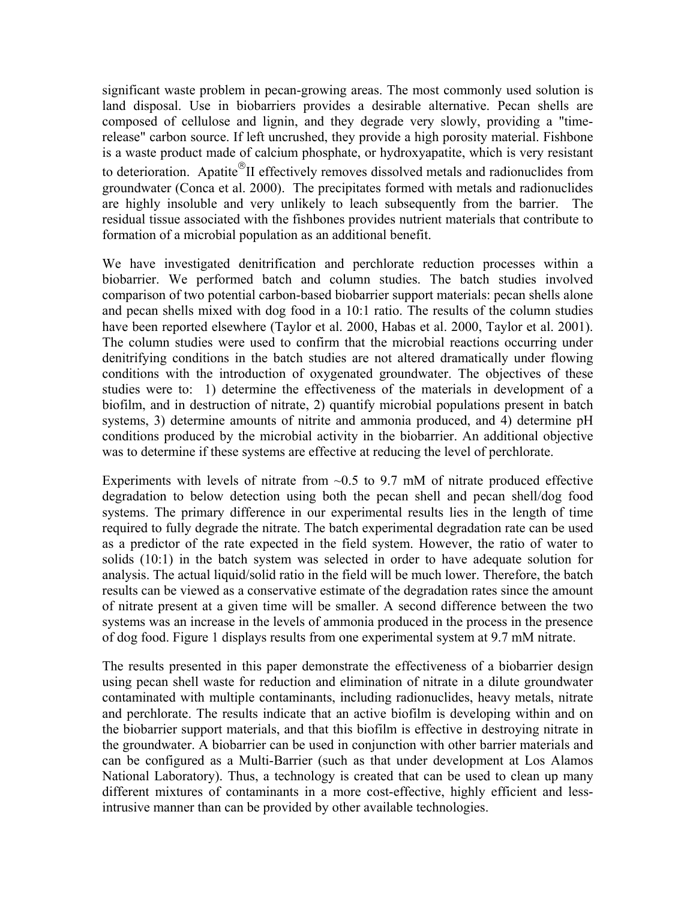significant waste problem in pecan-growing areas. The most commonly used solution is land disposal. Use in biobarriers provides a desirable alternative. Pecan shells are composed of cellulose and lignin, and they degrade very slowly, providing a "time-release" carbon source. If left uncrushed, they provide a high porosity material. Fishbone is a waste product made of calcium phosphate, or hydroxyapatite, which is very resistant to deterioration. Apatite®II effectively removes dissolved metals and radionuclides from groundwater (Conca et al. 2000). The precipitates formed with metals and radionuclides are highly insoluble and very unlikely to leach subsequently from the barrier. The residual tissue associated with the fishbones provides nutrient materials that contribute to formation of a microbial population as an additional benefit.

We have investigated denitrification and perchlorate reduction processes within a biobarrier. We performed batch and column studies. The batch studies involved comparison of two potential carbon-based biobarrier support materials: pecan shells alone and pecan shells mixed with dog food in a 10:1 ratio. The results of the column studies have been reported elsewhere (Taylor et al. 2000, Habas et al. 2000, Taylor et al. 2001). The column studies were used to confirm that the microbial reactions occurring under denitrifying conditions in the batch studies are not altered dramatically under flowing conditions with the introduction of oxygenated groundwater. The objectives of these studies were to: 1) determine the effectiveness of the materials in development of a biofilm, and in destruction of nitrate, 2) quantify microbial populations present in batch systems, 3) determine amounts of nitrite and ammonia produced, and 4) determine pH conditions produced by the microbial activity in the biobarrier. An additional objective was to determine if these systems are effective at reducing the level of perchlorate.

Experiments with levels of nitrate from ~0.5 to 9.7 mM of nitrate produced effective degradation to below detection using both the pecan shell and pecan shell/dog food systems. The primary difference in our experimental results lies in the length of time required to fully degrade the nitrate. The batch experimental degradation rate can be used as a predictor of the rate expected in the field system. However, the ratio of water to solids (10:1) in the batch system was selected in order to have adequate solution for analysis. The actual liquid/solid ratio in the field will be much lower. Therefore, the batch results can be viewed as a conservative estimate of the degradation rates since the amount of nitrate present at a given time will be smaller. A second difference between the two systems was an increase in the levels of ammonia produced in the process in the presence of dog food. Figure 1 displays results from one experimental system at 9.7 mM nitrate.

The results presented in this paper demonstrate the effectiveness of a biobarrier design using pecan shell waste for reduction and elimination of nitrate in a dilute groundwater contaminated with multiple contaminants, including radionuclides, heavy metals, nitrate and perchlorate. The results indicate that an active biofilm is developing within and on the biobarrier support materials, and that this biofilm is effective in destroying nitrate in the groundwater. A biobarrier can be used in conjunction with other barrier materials and can be configured as a Multi-Barrier (such as that under development at Los Alamos National Laboratory). Thus, a technology is created that can be used to clean up many different mixtures of contaminants in a more cost-effective, highly efficient and less-intrusive manner than can be provided by other available technologies.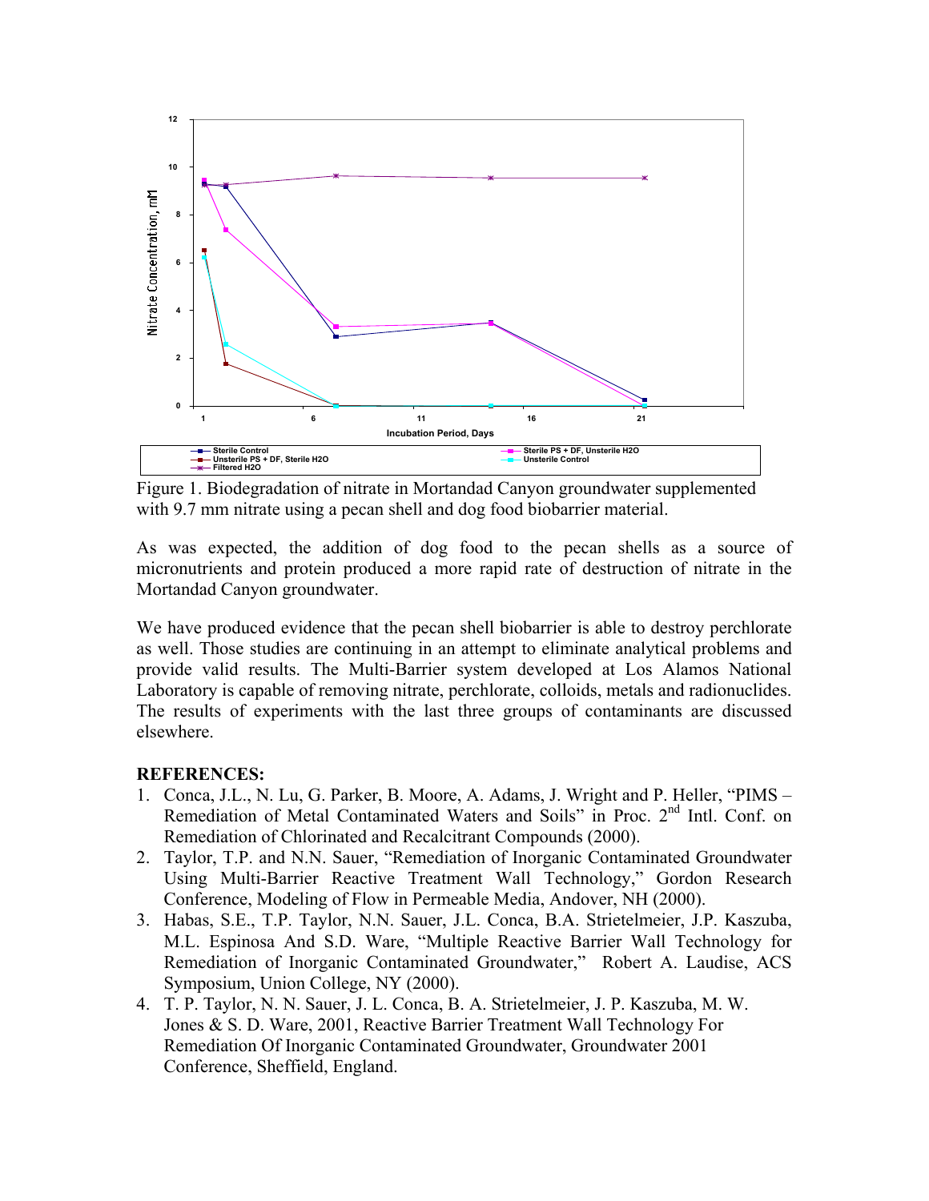12

10

8

6

4

2

0

Nitrate Concentration, mM

1 6 11 16 21

Incubation Period, Days

Sterile Control
Unsterile PS + DF, Sterile H2O
Filtered H2O
Sterile PS + DF, Unsterile H2O
Unsterile Control

Figure 1. Biodegradation of nitrate in Mortandad Canyon groundwater supplemented with 9.7 mm nitrate using a pecan shell and dog food biobarrier material.

As was expected, the addition of dog food to the pecan shells as a source of micronutrients and protein produced a more rapid rate of destruction of nitrate in the Mortandad Canyon groundwater.

We have produced evidence that the pecan shell biobarrier is able to destroy perchlorate as well. Those studies are continuing in an attempt to eliminate analytical problems and provide valid results. The Multi-Barrier system developed at Los Alamos National Laboratory is capable of removing nitrate, perchlorate, colloids, metals and radionuclides. The results of experiments with the last three groups of contaminants are discussed elsewhere.

**REFERENCES:**

1. Conca, J.L., N. Lu, G. Parker, B. Moore, A. Adams, J. Wright and P. Heller, "PIMS – Remediation of Metal Contaminated Waters and Soils" in Proc. 2nd Intl. Conf. on Remediation of Chlorinated and Recalcitrant Compounds (2000).
2. Taylor, T.P. and N.N. Sauer, "Remediation of Inorganic Contaminated Groundwater Using Multi-Barrier Reactive Treatment Wall Technology," Gordon Research Conference, Modeling of Flow in Permeable Media, Andover, NH (2000).
3. Habas, S.E., T.P. Taylor, N.N. Sauer, J.L. Conca, B.A. Strietelmeier, J.P. Kaszuba, M.L. Espinosa And S.D. Ware, "Multiple Reactive Barrier Wall Technology for Remediation of Inorganic Contaminated Groundwater," Robert A. Laudise, ACS Symposium, Union College, NY (2000).
4. T. P. Taylor, N. N. Sauer, J. L. Conca, B. A. Strietelmeier, J. P. Kaszuba, M. W. Jones & S. D. Ware, 2001, Reactive Barrier Treatment Wall Technology For Remediation Of Inorganic Contaminated Groundwater, Groundwater 2001 Conference, Sheffield, England.